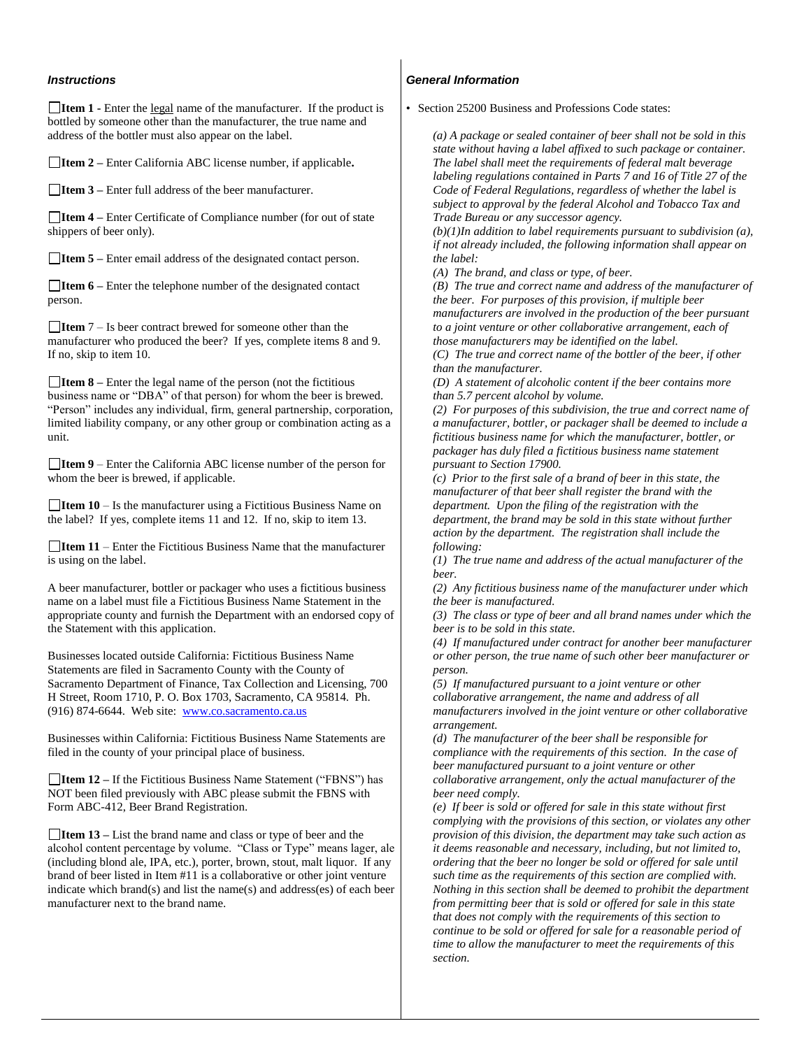### *Instructions*

☐**Item 1 -** Enter the legal name of the manufacturer. If the product is bottled by someone other than the manufacturer, the true name and address of the bottler must also appear on the label.

☐**Item 2 –** Enter California ABC license number, if applicable**.**

☐**Item 3 –** Enter full address of the beer manufacturer.

☐**Item 4 –** Enter Certificate of Compliance number (for out of state shippers of beer only).

☐**Item 5 –** Enter email address of the designated contact person.

☐**Item 6 –** Enter the telephone number of the designated contact person.

☐**Item** 7 – Is beer contract brewed for someone other than the manufacturer who produced the beer? If yes, complete items 8 and 9. If no, skip to item 10.

☐**Item 8 –** Enter the legal name of the person (not the fictitious business name or "DBA" of that person) for whom the beer is brewed. "Person" includes any individual, firm, general partnership, corporation, limited liability company, or any other group or combination acting as a unit.

☐**Item 9** – Enter the California ABC license number of the person for whom the beer is brewed, if applicable.

☐**Item 10** – Is the manufacturer using a Fictitious Business Name on the label? If yes, complete items 11 and 12. If no, skip to item 13.

☐**Item 11** – Enter the Fictitious Business Name that the manufacturer is using on the label.

A beer manufacturer, bottler or packager who uses a fictitious business name on a label must file a Fictitious Business Name Statement in the appropriate county and furnish the Department with an endorsed copy of the Statement with this application.

Businesses located outside California: Fictitious Business Name Statements are filed in Sacramento County with the County of Sacramento Department of Finance, Tax Collection and Licensing, 700 H Street, Room 1710, P. O. Box 1703, Sacramento, CA 95814. Ph. (916) 874-6644. Web site: www.co.sacramento.ca.us

Businesses within California: Fictitious Business Name Statements are filed in the county of your principal place of business.

☐**Item 12 –** If the Fictitious Business Name Statement ("FBNS") has NOT been filed previously with ABC please submit the FBNS with Form ABC-412, Beer Brand Registration.

☐**Item 13 –** List the brand name and class or type of beer and the alcohol content percentage by volume. "Class or Type" means lager, ale (including blond ale, IPA, etc.), porter, brown, stout, malt liquor. If any brand of beer listed in Item #11 is a collaborative or other joint venture indicate which brand(s) and list the name(s) and address(es) of each beer manufacturer next to the brand name.

### *General Information*

- Section 25200 Business and Professions Code states:

*(a) A package or sealed container of beer shall not be sold in this state without having a label affixed to such package or container. The label shall meet the requirements of federal malt beverage labeling regulations contained in Parts 7 and 16 of Title 27 of the Code of Federal Regulations, regardless of whether the label is subject to approval by the federal Alcohol and Tobacco Tax and Trade Bureau or any successor agency.*
*(b)(1)In addition to label requirements pursuant to subdivision (a), if not already included, the following information shall appear on the label:*
*(A) The brand, and class or type, of beer.*
*(B) The true and correct name and address of the manufacturer of the beer. For purposes of this provision, if multiple beer manufacturers are involved in the production of the beer pursuant to a joint venture or other collaborative arrangement, each of those manufacturers may be identified on the label.*
*(C) The true and correct name of the bottler of the beer, if other than the manufacturer.*
*(D) A statement of alcoholic content if the beer contains more than 5.7 percent alcohol by volume.*
*(2) For purposes of this subdivision, the true and correct name of a manufacturer, bottler, or packager shall be deemed to include a fictitious business name for which the manufacturer, bottler, or packager has duly filed a fictitious business name statement pursuant to Section 17900.*
*(c) Prior to the first sale of a brand of beer in this state, the manufacturer of that beer shall register the brand with the department. Upon the filing of the registration with the department, the brand may be sold in this state without further action by the department. The registration shall include the following:*
*(1) The true name and address of the actual manufacturer of the beer.*
*(2) Any fictitious business name of the manufacturer under which the beer is manufactured.*
*(3) The class or type of beer and all brand names under which the beer is to be sold in this state.*
*(4) If manufactured under contract for another beer manufacturer or other person, the true name of such other beer manufacturer or person.*
*(5) If manufactured pursuant to a joint venture or other collaborative arrangement, the name and address of all manufacturers involved in the joint venture or other collaborative arrangement.*
*(d) The manufacturer of the beer shall be responsible for compliance with the requirements of this section. In the case of beer manufactured pursuant to a joint venture or other collaborative arrangement, only the actual manufacturer of the beer need comply.*
*(e) If beer is sold or offered for sale in this state without first complying with the provisions of this section, or violates any other provision of this division, the department may take such action as it deems reasonable and necessary, including, but not limited to, ordering that the beer no longer be sold or offered for sale until such time as the requirements of this section are complied with. Nothing in this section shall be deemed to prohibit the department from permitting beer that is sold or offered for sale in this state that does not comply with the requirements of this section to continue to be sold or offered for sale for a reasonable period of time to allow the manufacturer to meet the requirements of this section.*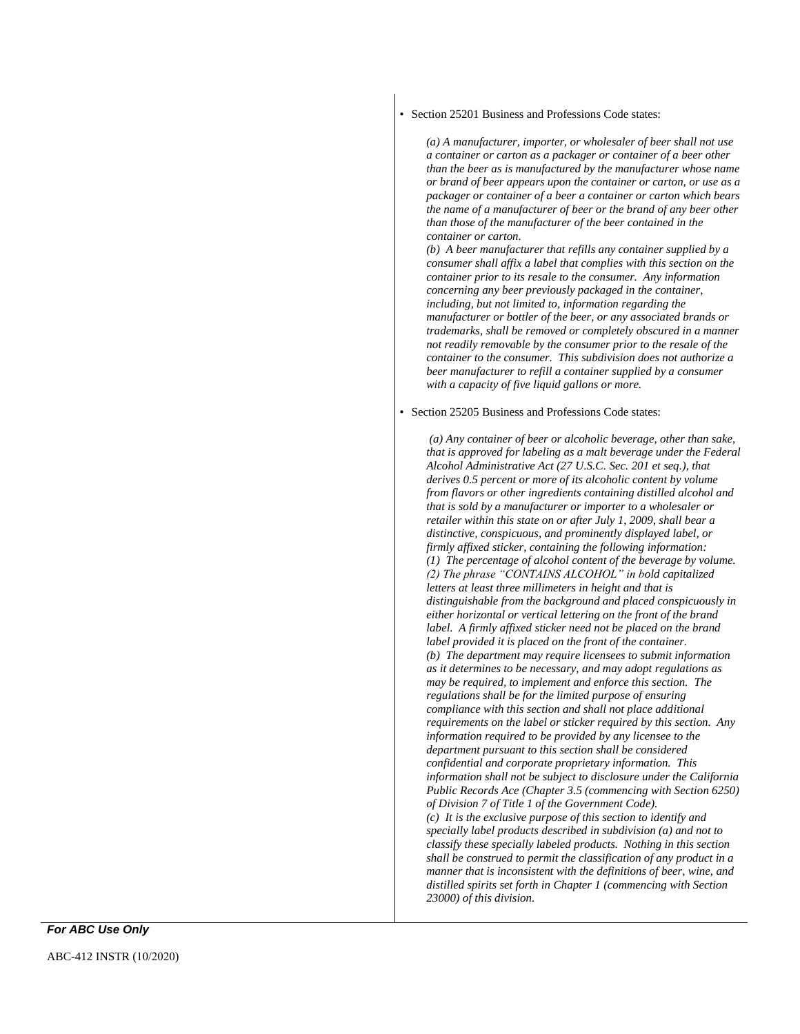- Section 25201 Business and Professions Code states:

  *(a) A manufacturer, importer, or wholesaler of beer shall not use a container or carton as a packager or container of a beer other than the beer as is manufactured by the manufacturer whose name or brand of beer appears upon the container or carton, or use as a packager or container of a beer a container or carton which bears the name of a manufacturer of beer or the brand of any beer other than those of the manufacturer of the beer contained in the container or carton.*
  *(b) A beer manufacturer that refills any container supplied by a consumer shall affix a label that complies with this section on the container prior to its resale to the consumer. Any information concerning any beer previously packaged in the container, including, but not limited to, information regarding the manufacturer or bottler of the beer, or any associated brands or trademarks, shall be removed or completely obscured in a manner not readily removable by the consumer prior to the resale of the container to the consumer. This subdivision does not authorize a beer manufacturer to refill a container supplied by a consumer with a capacity of five liquid gallons or more.*

- Section 25205 Business and Professions Code states:

  *(a) Any container of beer or alcoholic beverage, other than sake, that is approved for labeling as a malt beverage under the Federal Alcohol Administrative Act (27 U.S.C. Sec. 201 et seq.), that derives 0.5 percent or more of its alcoholic content by volume from flavors or other ingredients containing distilled alcohol and that is sold by a manufacturer or importer to a wholesaler or retailer within this state on or after July 1, 2009, shall bear a distinctive, conspicuous, and prominently displayed label, or firmly affixed sticker, containing the following information:*
  *(1) The percentage of alcohol content of the beverage by volume.*
  *(2) The phrase "CONTAINS ALCOHOL" in bold capitalized letters at least three millimeters in height and that is distinguishable from the background and placed conspicuously in either horizontal or vertical lettering on the front of the brand label. A firmly affixed sticker need not be placed on the brand label provided it is placed on the front of the container.*
  *(b) The department may require licensees to submit information as it determines to be necessary, and may adopt regulations as may be required, to implement and enforce this section. The regulations shall be for the limited purpose of ensuring compliance with this section and shall not place additional requirements on the label or sticker required by this section. Any information required to be provided by any licensee to the department pursuant to this section shall be considered confidential and corporate proprietary information. This information shall not be subject to disclosure under the California Public Records Ace (Chapter 3.5 (commencing with Section 6250) of Division 7 of Title 1 of the Government Code).*
  *(c) It is the exclusive purpose of this section to identify and specially label products described in subdivision (a) and not to classify these specially labeled products. Nothing in this section shall be construed to permit the classification of any product in a manner that is inconsistent with the definitions of beer, wine, and distilled spirits set forth in Chapter 1 (commencing with Section 23000) of this division.*

***For ABC Use Only***

ABC-412 INSTR (10/2020)